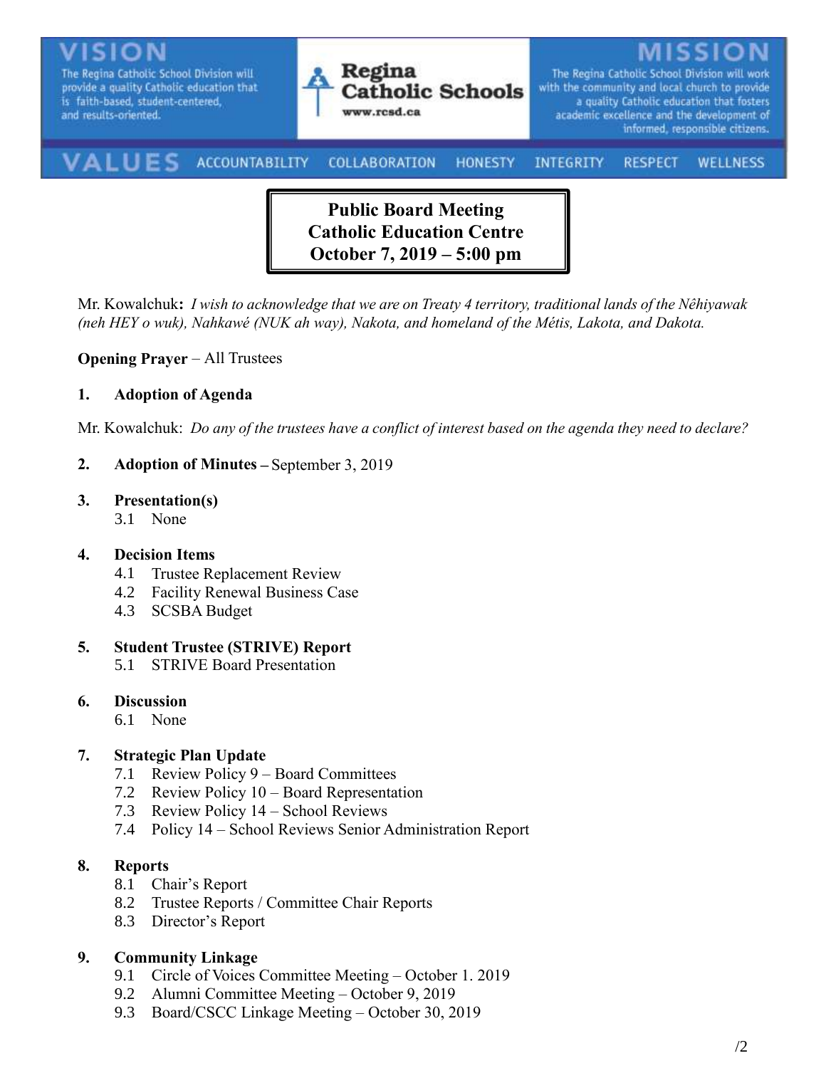**VISION**

The Regina Catholic School Division will provide a quality Catholic education that is faith-based, student-centered, and results-oriented.

**Regina Catholic Schools**
www.rcsd.ca

**MISSION**

The Regina Catholic School Division will work with the community and local church to provide a quality Catholic education that fosters academic excellence and the development of informed, responsible citizens.

**VALUES** ACCOUNTABILITY COLLABORATION HONESTY INTEGRITY RESPECT WELLNESS

# Public Board Meeting
# Catholic Education Centre
# October 7, 2019 – 5:00 pm

Mr. Kowalchuk**:** *I wish to acknowledge that we are on Treaty 4 territory, traditional lands of the Nêhiyawak (neh HEY o wuk), Nahkawé (NUK ah way), Nakota, and homeland of the Métis, Lakota, and Dakota.*

**Opening Prayer** – All Trustees

**1. Adoption of Agenda**

Mr. Kowalchuk: *Do any of the trustees have a conflict of interest based on the agenda they need to declare?*

**2. Adoption of Minutes –** September 3, 2019

**3. Presentation(s)**
- 3.1 None

**4. Decision Items**
- 4.1 Trustee Replacement Review
- 4.2 Facility Renewal Business Case
- 4.3 SCSBA Budget

**5. Student Trustee (STRIVE) Report**
- 5.1 STRIVE Board Presentation

**6. Discussion**
- 6.1 None

**7. Strategic Plan Update**
- 7.1 Review Policy 9 – Board Committees
- 7.2 Review Policy 10 – Board Representation
- 7.3 Review Policy 14 – School Reviews
- 7.4 Policy 14 – School Reviews Senior Administration Report

**8. Reports**
- 8.1 Chair's Report
- 8.2 Trustee Reports / Committee Chair Reports
- 8.3 Director's Report

**9. Community Linkage**
- 9.1 Circle of Voices Committee Meeting – October 1. 2019
- 9.2 Alumni Committee Meeting – October 9, 2019
- 9.3 Board/CSCC Linkage Meeting – October 30, 2019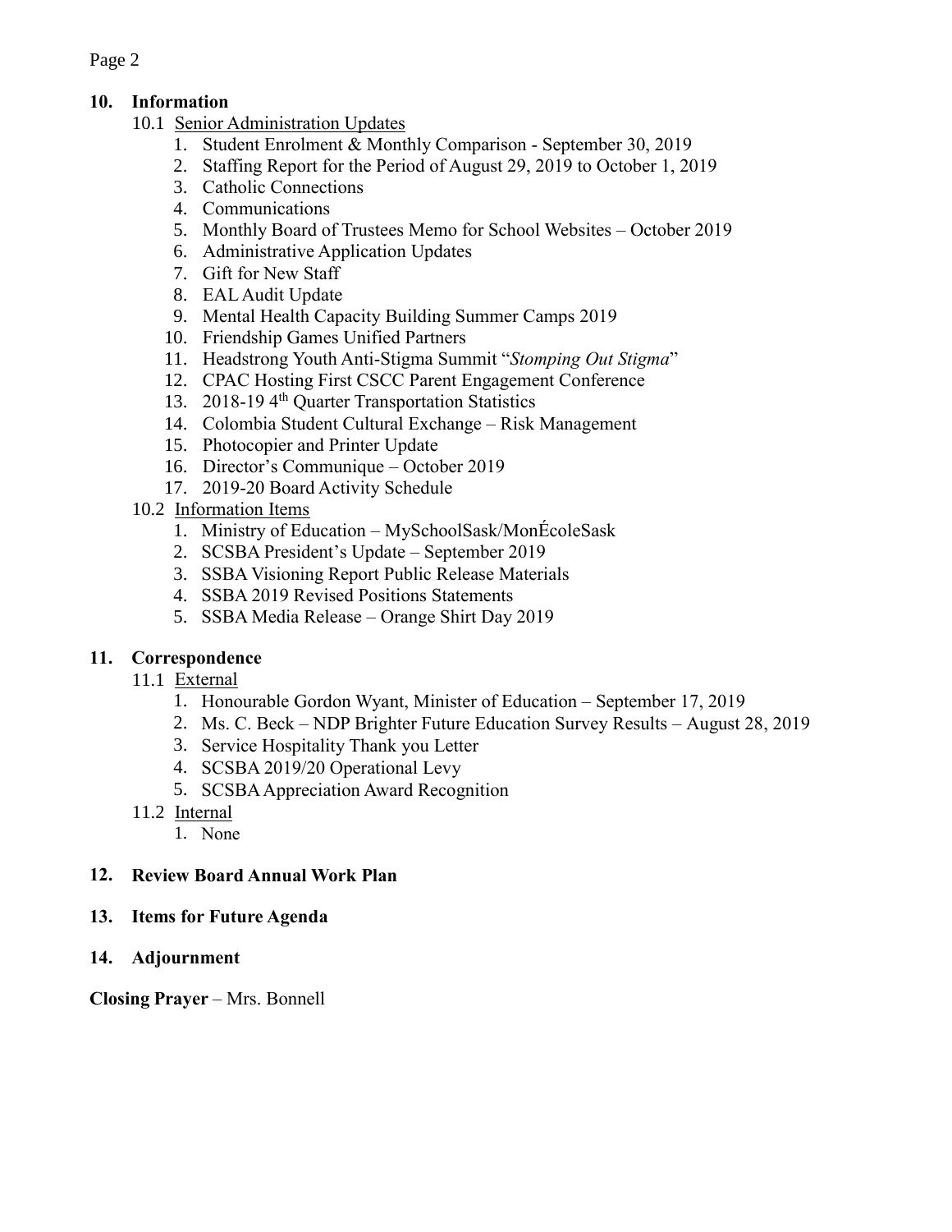## 10. Information

10.1 Senior Administration Updates

1. Student Enrolment & Monthly Comparison - September 30, 2019
2. Staffing Report for the Period of August 29, 2019 to October 1, 2019
3. Catholic Connections
4. Communications
5. Monthly Board of Trustees Memo for School Websites – October 2019
6. Administrative Application Updates
7. Gift for New Staff
8. EAL Audit Update
9. Mental Health Capacity Building Summer Camps 2019
10. Friendship Games Unified Partners
11. Headstrong Youth Anti-Stigma Summit "*Stomping Out Stigma*"
12. CPAC Hosting First CSCC Parent Engagement Conference
13. 2018-19 4th Quarter Transportation Statistics
14. Colombia Student Cultural Exchange – Risk Management
15. Photocopier and Printer Update
16. Director's Communique – October 2019
17. 2019-20 Board Activity Schedule

10.2 Information Items

1. Ministry of Education – MySchoolSask/MonÉcoleSask
2. SCSBA President's Update – September 2019
3. SSBA Visioning Report Public Release Materials
4. SSBA 2019 Revised Positions Statements
5. SSBA Media Release – Orange Shirt Day 2019

## 11. Correspondence

11.1 External

1. Honourable Gordon Wyant, Minister of Education – September 17, 2019
2. Ms. C. Beck – NDP Brighter Future Education Survey Results – August 28, 2019
3. Service Hospitality Thank you Letter
4. SCSBA 2019/20 Operational Levy
5. SCSBA Appreciation Award Recognition

11.2 Internal

1. None

## 12. Review Board Annual Work Plan

## 13. Items for Future Agenda

## 14. Adjournment

**Closing Prayer** – Mrs. Bonnell